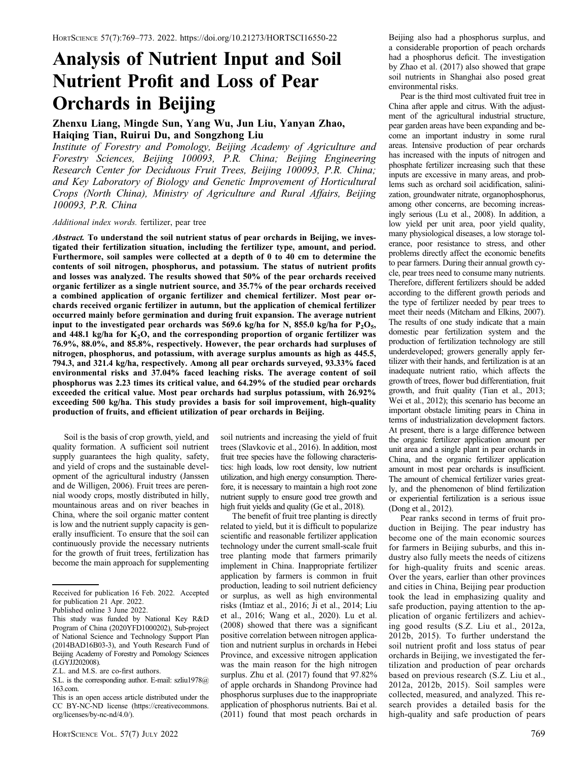# Analysis of Nutrient Input and Soil Nutrient Profit and Loss of Pear Orchards in Beijing

**Zhenxu Liang, Mingde Sun, Yang Wu, Jun Liu, Yanyan Zhao, Haiqing Tian, Ruirui Du, and Songzhong Liu**

*Institute of Forestry and Pomology, Beijing Academy of Agriculture and Forestry Sciences, Beijing 100093, P.R. China; Beijing Engineering Research Center for Deciduous Fruit Trees, Beijing 100093, P.R. China; and Key Laboratory of Biology and Genetic Improvement of Horticultural Crops (North China), Ministry of Agriculture and Rural Affairs, Beijing 100093, P.R. China*

*Additional index words.* fertilizer, pear tree

***Abstract.*** **To understand the soil nutrient status of pear orchards in Beijing, we investigated their fertilization situation, including the fertilizer type, amount, and period. Furthermore, soil samples were collected at a depth of 0 to 40 cm to determine the contents of soil nitrogen, phosphorus, and potassium. The status of nutrient profits and losses was analyzed. The results showed that 50% of the pear orchards received organic fertilizer as a single nutrient source, and 35.7% of the pear orchards received a combined application of organic fertilizer and chemical fertilizer. Most pear orchards received organic fertilizer in autumn, but the application of chemical fertilizer occurred mainly before germination and during fruit expansion. The average nutrient input to the investigated pear orchards was 569.6 kg/ha for N, 855.0 kg/ha for $P_2O_5$, and 448.1 kg/ha for $K_2O$, and the corresponding proportion of organic fertilizer was 76.9%, 88.0%, and 85.8%, respectively. However, the pear orchards had surpluses of nitrogen, phosphorus, and potassium, with average surplus amounts as high as 445.5, 794.3, and 321.4 kg/ha, respectively. Among all pear orchards surveyed, 93.33% faced environmental risks and 37.04% faced leaching risks. The average content of soil phosphorus was 2.23 times its critical value, and 64.29% of the studied pear orchards exceeded the critical value. Most pear orchards had surplus potassium, with 26.92% exceeding 500 kg/ha. This study provides a basis for soil improvement, high-quality production of fruits, and efficient utilization of pear orchards in Beijing.**

Soil is the basis of crop growth, yield, and quality formation. A sufficient soil nutrient supply guarantees the high quality, safety, and yield of crops and the sustainable development of the agricultural industry (Janssen and de Willigen, 2006). Fruit trees are perennial woody crops, mostly distributed in hilly, mountainous areas and on river beaches in China, where the soil organic matter content is low and the nutrient supply capacity is generally insufficient. To ensure that the soil can continuously provide the necessary nutrients for the growth of fruit trees, fertilization has become the main approach for supplementing soil nutrients and increasing the yield of fruit trees (Slavkovic et al., 2016). In addition, most fruit tree species have the following characteristics: high loads, low root density, low nutrient utilization, and high energy consumption. Therefore, it is necessary to maintain a high root zone nutrient supply to ensure good tree growth and high fruit yields and quality (Ge et al., 2018).

The benefit of fruit tree planting is directly related to yield, but it is difficult to popularize scientific and reasonable fertilizer application technology under the current small-scale fruit tree planting mode that farmers primarily implement in China. Inappropriate fertilizer application by farmers is common in fruit production, leading to soil nutrient deficiency or surplus, as well as high environmental risks (Imtiaz et al., 2016; Ji et al., 2014; Liu et al., 2016; Wang et al., 2020). Lu et al. (2008) showed that there was a significant positive correlation between nitrogen application and nutrient surplus in orchards in Hebei Province, and excessive nitrogen application was the main reason for the high nitrogen surplus. Zhu et al. (2017) found that 97.82% of apple orchards in Shandong Province had phosphorus surpluses due to the inappropriate application of phosphorus nutrients. Bai et al. (2011) found that most peach orchards in Beijing also had a phosphorus surplus, and a considerable proportion of peach orchards had a phosphorus deficit. The investigation by Zhao et al. (2017) also showed that grape soil nutrients in Shanghai also posed great environmental risks.

Pear is the third most cultivated fruit tree in China after apple and citrus. With the adjustment of the agricultural industrial structure, pear garden areas have been expanding and become an important industry in some rural areas. Intensive production of pear orchards has increased with the inputs of nitrogen and phosphate fertilizer increasing such that these inputs are excessive in many areas, and problems such as orchard soil acidification, salinization, groundwater nitrate, organophosphorus, among other concerns, are becoming increasingly serious (Lu et al., 2008). In addition, a low yield per unit area, poor yield quality, many physiological diseases, a low storage tolerance, poor resistance to stress, and other problems directly affect the economic benefits to pear farmers. During their annual growth cycle, pear trees need to consume many nutrients. Therefore, different fertilizers should be added according to the different growth periods and the type of fertilizer needed by pear trees to meet their needs (Mitcham and Elkins, 2007). The results of one study indicate that a main domestic pear fertilization system and the production of fertilization technology are still underdeveloped; growers generally apply fertilizer with their hands, and fertilization is at an inadequate nutrient ratio, which affects the growth of trees, flower bud differentiation, fruit growth, and fruit quality (Tian et al., 2013; Wei et al., 2012); this scenario has become an important obstacle limiting pears in China in terms of industrialization development factors. At present, there is a large difference between the organic fertilizer application amount per unit area and a single plant in pear orchards in China, and the organic fertilizer application amount in most pear orchards is insufficient. The amount of chemical fertilizer varies greatly, and the phenomenon of blind fertilization or experiential fertilization is a serious issue (Dong et al., 2012).

Pear ranks second in terms of fruit production in Beijing. The pear industry has become one of the main economic sources for farmers in Beijing suburbs, and this industry also fully meets the needs of citizens for high-quality fruits and scenic areas. Over the years, earlier than other provinces and cities in China, Beijing pear production took the lead in emphasizing quality and safe production, paying attention to the application of organic fertilizers and achieving good results (S.Z. Liu et al., 2012a, 2012b, 2015). To further understand the soil nutrient profit and loss status of pear orchards in Beijing, we investigated the fertilization and production of pear orchards based on previous research (S.Z. Liu et al., 2012a, 2012b, 2015). Soil samples were collected, measured, and analyzed. This research provides a detailed basis for the high-quality and safe production of pears

---

Received for publication 16 Feb. 2022. Accepted for publication 21 Apr. 2022.

Published online 3 June 2022.

This study was funded by National Key R&D Program of China (2020YFD1000202), Sub-project of National Science and Technology Support Plan (2014BAD16B03-3), and Youth Research Fund of Beijing Academy of Forestry and Pomology Sciences (LGYJJ202008).

Z.L. and M.S. are co-first authors.

S.L. is the corresponding author. E-mail: szliu1978@163.com.

This is an open access article distributed under the CC BY-NC-ND license (https://creativecommons.org/licenses/by-nc-nd/4.0/).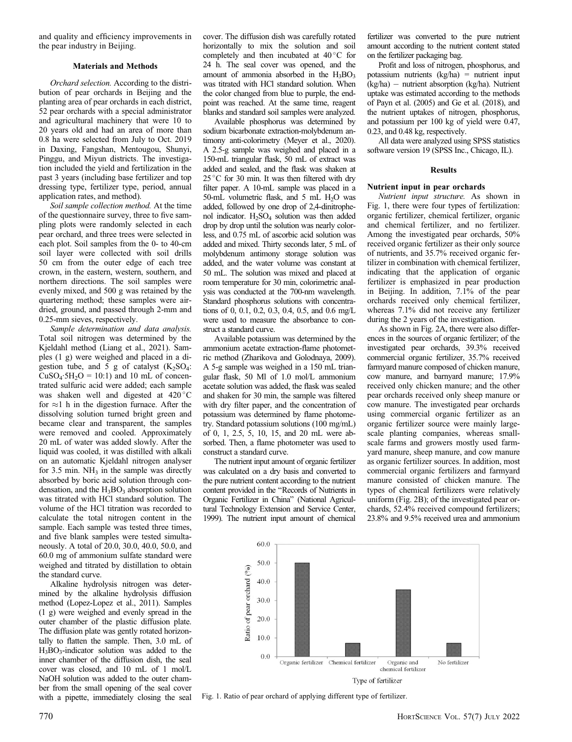and quality and efficiency improvements in the pear industry in Beijing.

## Materials and Methods

*Orchard selection.* According to the distribution of pear orchards in Beijing and the planting area of pear orchards in each district, 52 pear orchards with a special administrator and agricultural machinery that were 10 to 20 years old and had an area of more than 0.8 ha were selected from July to Oct. 2019 in Daxing, Fangshan, Mentougou, Shunyi, Pinggu, and Miyun districts. The investigation included the yield and fertilization in the past 3 years (including base fertilizer and top dressing type, fertilizer type, period, annual application rates, and method).

*Soil sample collection method.* At the time of the questionnaire survey, three to five sampling plots were randomly selected in each pear orchard, and three trees were selected in each plot. Soil samples from the 0- to 40-cm soil layer were collected with soil drills 50 cm from the outer edge of each tree crown, in the eastern, western, southern, and northern directions. The soil samples were evenly mixed, and 500 g was retained by the quartering method; these samples were air-dried, ground, and passed through 2-mm and 0.25-mm sieves, respectively.

*Sample determination and data analysis.* Total soil nitrogen was determined by the Kjeldahl method (Liang et al., 2021). Samples (1 g) were weighed and placed in a digestion tube, and 5 g of catalyst ($K_2SO_4$: $CuSO_4 \cdot 5H_2O$ = 10:1) and 10 mL of concentrated sulfuric acid were added; each sample was shaken well and digested at 420 °C for ≈1 h in the digestion furnace. After the dissolving solution turned bright green and became clear and transparent, the samples were removed and cooled. Approximately 20 mL of water was added slowly. After the liquid was cooled, it was distilled with alkali on an automatic Kjeldahl nitrogen analyser for 3.5 min. $NH_3$ in the sample was directly absorbed by boric acid solution through condensation, and the $H_3BO_3$ absorption solution was titrated with HCl standard solution. The volume of the HCl titration was recorded to calculate the total nitrogen content in the sample. Each sample was tested three times, and five blank samples were tested simultaneously. A total of 20.0, 30.0, 40.0, 50.0, and 60.0 mg of ammonium sulfate standard were weighed and titrated by distillation to obtain the standard curve.

Alkaline hydrolysis nitrogen was determined by the alkaline hydrolysis diffusion method (Lopez-Lopez et al., 2011). Samples (1 g) were weighed and evenly spread in the outer chamber of the plastic diffusion plate. The diffusion plate was gently rotated horizontally to flatten the sample. Then, 3.0 mL of $H_3BO_3$-indicator solution was added to the inner chamber of the diffusion dish, the seal cover was closed, and 10 mL of 1 mol/L NaOH solution was added to the outer chamber from the small opening of the seal cover with a pipette, immediately closing the seal cover. The diffusion dish was carefully rotated horizontally to mix the solution and soil completely and then incubated at 40 °C for 24 h. The seal cover was opened, and the amount of ammonia absorbed in the $H_3BO_3$ was titrated with HCl standard solution. When the color changed from blue to purple, the endpoint was reached. At the same time, reagent blanks and standard soil samples were analyzed.

Available phosphorus was determined by sodium bicarbonate extraction-molybdenum antimony anti-colorimetry (Meyer et al., 2020). A 2.5-g sample was weighed and placed in a 150-mL triangular flask, 50 mL of extract was added and sealed, and the flask was shaken at 25 °C for 30 min. It was then filtered with dry filter paper. A 10-mL sample was placed in a 50-mL volumetric flask, and 5 mL $H_2O$ was added, followed by one drop of 2,4-dinitrophenol indicator. $H_2SO_4$ solution was then added drop by drop until the solution was nearly colorless, and 0.75 mL of ascorbic acid solution was added and mixed. Thirty seconds later, 5 mL of molybdenum antimony storage solution was added, and the water volume was constant at 50 mL. The solution was mixed and placed at room temperature for 30 min, colorimetric analysis was conducted at the 700-nm wavelength. Standard phosphorus solutions with concentrations of 0, 0.1, 0.2, 0.3, 0.4, 0.5, and 0.6 mg/L were used to measure the absorbance to construct a standard curve.

Available potassium was determined by the ammonium acetate extraction-flame photometric method (Zharikova and Golodnaya, 2009). A 5-g sample was weighed in a 150 mL triangular flask, 50 Ml of 1.0 mol/L ammonium acetate solution was added, the flask was sealed and shaken for 30 min, the sample was filtered with dry filter paper, and the concentration of potassium was determined by flame photometry. Standard potassium solutions (100 mg/mL) of 0, 1, 2.5, 5, 10, 15, and 20 mL were absorbed. Then, a flame photometer was used to construct a standard curve.

The nutrient input amount of organic fertilizer was calculated on a dry basis and converted to the pure nutrient content according to the nutrient content provided in the "Records of Nutrients in Organic Fertilizer in China" (National Agricultural Technology Extension and Service Center, 1999). The nutrient input amount of chemical fertilizer was converted to the pure nutrient amount according to the nutrient content stated on the fertilizer packaging bag.

Profit and loss of nitrogen, phosphorus, and potassium nutrients (kg/ha) = nutrient input (kg/ha) − nutrient absorption (kg/ha). Nutrient uptake was estimated according to the methods of Payn et al. (2005) and Ge et al. (2018), and the nutrient uptakes of nitrogen, phosphorus, and potassium per 100 kg of yield were 0.47, 0.23, and 0.48 kg, respectively.

All data were analyzed using SPSS statistics software version 19 (SPSS Inc., Chicago, IL).

## Results

### Nutrient input in pear orchards

*Nutrient input structure.* As shown in Fig. 1, there were four types of fertilization: organic fertilizer, chemical fertilizer, organic and chemical fertilizer, and no fertilizer. Among the investigated pear orchards, 50% received organic fertilizer as their only source of nutrients, and 35.7% received organic fertilizer in combination with chemical fertilizer, indicating that the application of organic fertilizer is emphasized in pear production in Beijing. In addition, 7.1% of the pear orchards received only chemical fertilizer, whereas 7.1% did not receive any fertilizer during the 2 years of the investigation.

As shown in Fig. 2A, there were also differences in the sources of organic fertilizer; of the investigated pear orchards, 39.3% received commercial organic fertilizer, 35.7% received farmyard manure composed of chicken manure, cow manure, and barnyard manure; 17.9% received only chicken manure; and the other pear orchards received only sheep manure or cow manure. The investigated pear orchards using commercial organic fertilizer as an organic fertilizer source were mainly large-scale planting companies, whereas small-scale farms and growers mostly used farmyard manure, sheep manure, and cow manure as organic fertilizer sources. In addition, most commercial organic fertilizers and farmyard manure consisted of chicken manure. The types of chemical fertilizers were relatively uniform (Fig. 2B); of the investigated pear orchards, 52.4% received compound fertilizers; 23.8% and 9.5% received urea and ammonium

Fig. 1. Ratio of pear orchard of applying different type of fertilizer.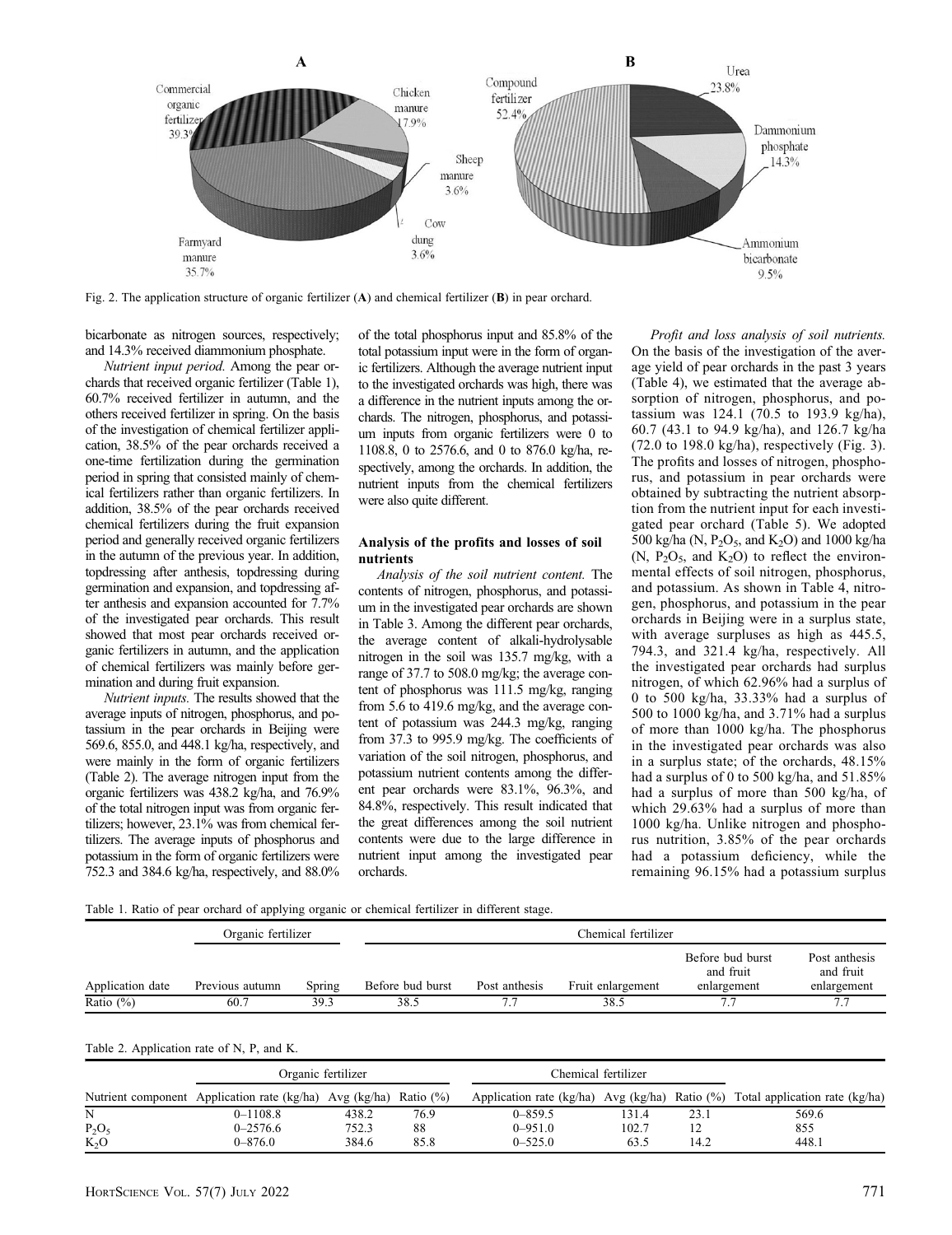Fig. 2. The application structure of organic fertilizer (**A**) and chemical fertilizer (**B**) in pear orchard.

bicarbonate as nitrogen sources, respectively; and 14.3% received diammonium phosphate.

*Nutrient input period.* Among the pear orchards that received organic fertilizer (Table 1), 60.7% received fertilizer in autumn, and the others received fertilizer in spring. On the basis of the investigation of chemical fertilizer application, 38.5% of the pear orchards received a one-time fertilization during the germination period in spring that consisted mainly of chemical fertilizers rather than organic fertilizers. In addition, 38.5% of the pear orchards received chemical fertilizers during the fruit expansion period and generally received organic fertilizers in the autumn of the previous year. In addition, topdressing after anthesis, topdressing during germination and expansion, and topdressing after anthesis and expansion accounted for 7.7% of the investigated pear orchards. This result showed that most pear orchards received organic fertilizers in autumn, and the application of chemical fertilizers was mainly before germination and during fruit expansion.

*Nutrient inputs.* The results showed that the average inputs of nitrogen, phosphorus, and potassium in the pear orchards in Beijing were 569.6, 855.0, and 448.1 kg/ha, respectively, and were mainly in the form of organic fertilizers (Table 2). The average nitrogen input from the organic fertilizers was 438.2 kg/ha, and 76.9% of the total nitrogen input was from organic fertilizers; however, 23.1% was from chemical fertilizers. The average inputs of phosphorus and potassium in the form of organic fertilizers were 752.3 and 384.6 kg/ha, respectively, and 88.0% of the total phosphorus input and 85.8% of the total potassium input were in the form of organic fertilizers. Although the average nutrient input to the investigated orchards was high, there was a difference in the nutrient inputs among the orchards. The nitrogen, phosphorus, and potassium inputs from organic fertilizers were 0 to 1108.8, 0 to 2576.6, and 0 to 876.0 kg/ha, respectively, among the orchards. In addition, the nutrient inputs from the chemical fertilizers were also quite different.

### Analysis of the profits and losses of soil nutrients

*Analysis of the soil nutrient content.* The contents of nitrogen, phosphorus, and potassium in the investigated pear orchards are shown in Table 3. Among the different pear orchards, the average content of alkali-hydrolysable nitrogen in the soil was 135.7 mg/kg, with a range of 37.7 to 508.0 mg/kg; the average content of phosphorus was 111.5 mg/kg, ranging from 5.6 to 419.6 mg/kg, and the average content of potassium was 244.3 mg/kg, ranging from 37.3 to 995.9 mg/kg. The coefficients of variation of the soil nitrogen, phosphorus, and potassium nutrient contents among the different pear orchards were 83.1%, 96.3%, and 84.8%, respectively. This result indicated that the great differences among the soil nutrient contents were due to the large difference in nutrient input among the investigated pear orchards.

*Profit and loss analysis of soil nutrients.* On the basis of the investigation of the average yield of pear orchards in the past 3 years (Table 4), we estimated that the average absorption of nitrogen, phosphorus, and potassium was 124.1 (70.5 to 193.9 kg/ha), 60.7 (43.1 to 94.9 kg/ha), and 126.7 kg/ha (72.0 to 198.0 kg/ha), respectively (Fig. 3). The profits and losses of nitrogen, phosphorus, and potassium in pear orchards were obtained by subtracting the nutrient absorption from the nutrient input for each investigated pear orchard (Table 5). We adopted 500 kg/ha (N, $P_2O_5$, and $K_2O$) and 1000 kg/ha (N, $P_2O_5$, and $K_2O$) to reflect the environmental effects of soil nitrogen, phosphorus, and potassium. As shown in Table 4, nitrogen, phosphorus, and potassium in the pear orchards in Beijing were in a surplus state, with average surpluses as high as 445.5, 794.3, and 321.4 kg/ha, respectively. All the investigated pear orchards had surplus nitrogen, of which 62.96% had a surplus of 0 to 500 kg/ha, 33.33% had a surplus of 500 to 1000 kg/ha, and 3.71% had a surplus of more than 1000 kg/ha. The phosphorus in the investigated pear orchards was also in a surplus state; of the orchards, 48.15% had a surplus of 0 to 500 kg/ha, and 51.85% had a surplus of more than 500 kg/ha, of which 29.63% had a surplus of more than 1000 kg/ha. Unlike nitrogen and phosphorus nutrition, 3.85% of the pear orchards had a potassium deficiency, while the remaining 96.15% had a potassium surplus

Table 1. Ratio of pear orchard of applying organic or chemical fertilizer in different stage.

| | Organic fertilizer | | Chemical fertilizer | | | | |
|---|---|---|---|---|---|---|---|
| Application date | Previous autumn | Spring | Before bud burst | Post anthesis | Fruit enlargement | Before bud burst and fruit enlargement | Post anthesis and fruit enlargement |
| Ratio (%) | 60.7 | 39.3 | 38.5 | 7.7 | 38.5 | 7.7 | 7.7 |

Table 2. Application rate of N, P, and K.

| | Organic fertilizer | | | Chemical fertilizer | | | |
|---|---|---|---|---|---|---|---|
| Nutrient component | Application rate (kg/ha) | Avg (kg/ha) | Ratio (%) | Application rate (kg/ha) | Avg (kg/ha) | Ratio (%) | Total application rate (kg/ha) |
| N | 0–1108.8 | 438.2 | 76.9 | 0–859.5 | 131.4 | 23.1 | 569.6 |
| $P_2O_5$ | 0–2576.6 | 752.3 | 88 | 0–951.0 | 102.7 | 12 | 855 |
| $K_2O$ | 0–876.0 | 384.6 | 85.8 | 0–525.0 | 63.5 | 14.2 | 448.1 |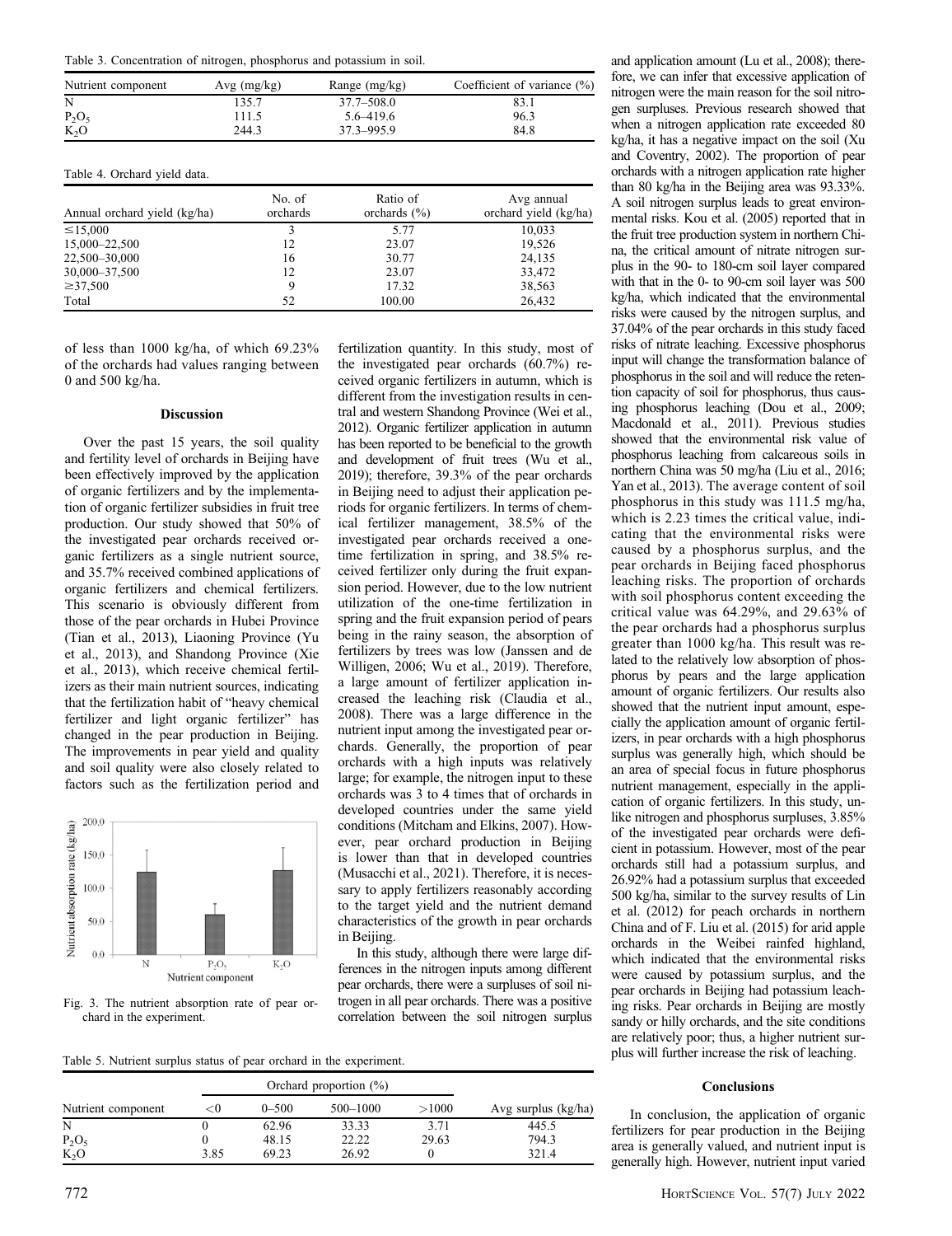Table 3. Concentration of nitrogen, phosphorus and potassium in soil.

| Nutrient component | Avg (mg/kg) | Range (mg/kg) | Coefficient of variance (%) |
|---|---|---|---|
| N | 135.7 | 37.7–508.0 | 83.1 |
| $P_2O_5$ | 111.5 | 5.6–419.6 | 96.3 |
| $K_2O$ | 244.3 | 37.3–995.9 | 84.8 |

Table 4. Orchard yield data.

| Annual orchard yield (kg/ha) | No. of orchards | Ratio of orchards (%) | Avg annual orchard yield (kg/ha) |
|---|---|---|---|
| ≤15,000 | 3 | 5.77 | 10,033 |
| 15,000–22,500 | 12 | 23.07 | 19,526 |
| 22,500–30,000 | 16 | 30.77 | 24,135 |
| 30,000–37,500 | 12 | 23.07 | 33,472 |
| ≥37,500 | 9 | 17.32 | 38,563 |
| Total | 52 | 100.00 | 26,432 |

of less than 1000 kg/ha, of which 69.23% of the orchards had values ranging between 0 and 500 kg/ha.

## Discussion

Over the past 15 years, the soil quality and fertility level of orchards in Beijing have been effectively improved by the application of organic fertilizers and by the implementation of organic fertilizer subsidies in fruit tree production. Our study showed that 50% of the investigated pear orchards received organic fertilizers as a single nutrient source, and 35.7% received combined applications of organic fertilizers and chemical fertilizers. This scenario is obviously different from those of the pear orchards in Hubei Province (Tian et al., 2013), Liaoning Province (Yu et al., 2013), and Shandong Province (Xie et al., 2013), which receive chemical fertilizers as their main nutrient sources, indicating that the fertilization habit of "heavy chemical fertilizer and light organic fertilizer" has changed in the pear production in Beijing. The improvements in pear yield and quality and soil quality were also closely related to factors such as the fertilization period and fertilization quantity. In this study, most of the investigated pear orchards (60.7%) received organic fertilizers in autumn, which is different from the investigation results in central and western Shandong Province (Wei et al., 2012). Organic fertilizer application in autumn has been reported to be beneficial to the growth and development of fruit trees (Wu et al., 2019); therefore, 39.3% of the pear orchards in Beijing need to adjust their application periods for organic fertilizers. In terms of chemical fertilizer management, 38.5% of the investigated pear orchards received a onetime fertilization in spring, and 38.5% received fertilizer only during the fruit expansion period. However, due to the low nutrient utilization of the one-time fertilization in spring and the fruit expansion period of pears being in the rainy season, the absorption of fertilizers by trees was low (Janssen and de Willigen, 2006; Wu et al., 2019). Therefore, a large amount of fertilizer application increased the leaching risk (Claudia et al., 2008). There was a large difference in the nutrient input among the investigated pear orchards. Generally, the proportion of pear orchards with a high inputs was relatively large; for example, the nitrogen input to these orchards was 3 to 4 times that of orchards in developed countries under the same yield conditions (Mitcham and Elkins, 2007). However, pear orchard production in Beijing is lower than that in developed countries (Musacchi et al., 2021). Therefore, it is necessary to apply fertilizers reasonably according to the target yield and the nutrient demand characteristics of the growth in pear orchards in Beijing.

Fig. 3. The nutrient absorption rate of pear orchard in the experiment.

In this study, although there were large differences in the nitrogen inputs among different pear orchards, there were a surpluses of soil nitrogen in all pear orchards. There was a positive correlation between the soil nitrogen surplus and application amount (Lu et al., 2008); therefore, we can infer that excessive application of nitrogen were the main reason for the soil nitrogen surpluses. Previous research showed that when a nitrogen application rate exceeded 80 kg/ha, it has a negative impact on the soil (Xu and Coventry, 2002). The proportion of pear orchards with a nitrogen application rate higher than 80 kg/ha in the Beijing area was 93.33%. A soil nitrogen surplus leads to great environmental risks. Kou et al. (2005) reported that in the fruit tree production system in northern China, the critical amount of nitrate nitrogen surplus in the 90- to 180-cm soil layer compared with that in the 0- to 90-cm soil layer was 500 kg/ha, which indicated that the environmental risks were caused by the nitrogen surplus, and 37.04% of the pear orchards in this study faced risks of nitrate leaching. Excessive phosphorus input will change the transformation balance of phosphorus in the soil and will reduce the retention capacity of soil for phosphorus, thus causing phosphorus leaching (Dou et al., 2009; Macdonald et al., 2011). Previous studies showed that the environmental risk value of phosphorus leaching from calcareous soils in northern China was 50 mg/ha (Liu et al., 2016; Yan et al., 2013). The average content of soil phosphorus in this study was 111.5 mg/ha, which is 2.23 times the critical value, indicating that the environmental risks were caused by a phosphorus surplus, and the pear orchards in Beijing faced phosphorus leaching risks. The proportion of orchards with soil phosphorus content exceeding the critical value was 64.29%, and 29.63% of the pear orchards had a phosphorus surplus greater than 1000 kg/ha. This result was related to the relatively low absorption of phosphorus by pears and the large application amount of organic fertilizers. Our results also showed that the nutrient input amount, especially the application amount of organic fertilizers, in pear orchards with a high phosphorus surplus was generally high, which should be an area of special focus in future phosphorus nutrient management, especially in the application of organic fertilizers. In this study, unlike nitrogen and phosphorus surpluses, 3.85% of the investigated pear orchards were deficient in potassium. However, most of the pear orchards still had a potassium surplus, and 26.92% had a potassium surplus that exceeded 500 kg/ha, similar to the survey results of Lin et al. (2012) for peach orchards in northern China and of F. Liu et al. (2015) for arid apple orchards in the Weibei rainfed highland, which indicated that the environmental risks were caused by potassium surplus, and the pear orchards in Beijing had potassium leaching risks. Pear orchards in Beijing are mostly sandy or hilly orchards, and the site conditions are relatively poor; thus, a higher nutrient surplus will further increase the risk of leaching.

Table 5. Nutrient surplus status of pear orchard in the experiment.

| Nutrient component | Orchard proportion (%) | | | | Avg surplus (kg/ha) |
|---|---|---|---|---|---|
| | <0 | 0–500 | 500–1000 | >1000 | |
| N | 0 | 62.96 | 33.33 | 3.71 | 445.5 |
| $P_2O_5$ | 0 | 48.15 | 22.22 | 29.63 | 794.3 |
| $K_2O$ | 3.85 | 69.23 | 26.92 | 0 | 321.4 |

## Conclusions

In conclusion, the application of organic fertilizers for pear production in the Beijing area is generally valued, and nutrient input is generally high. However, nutrient input varied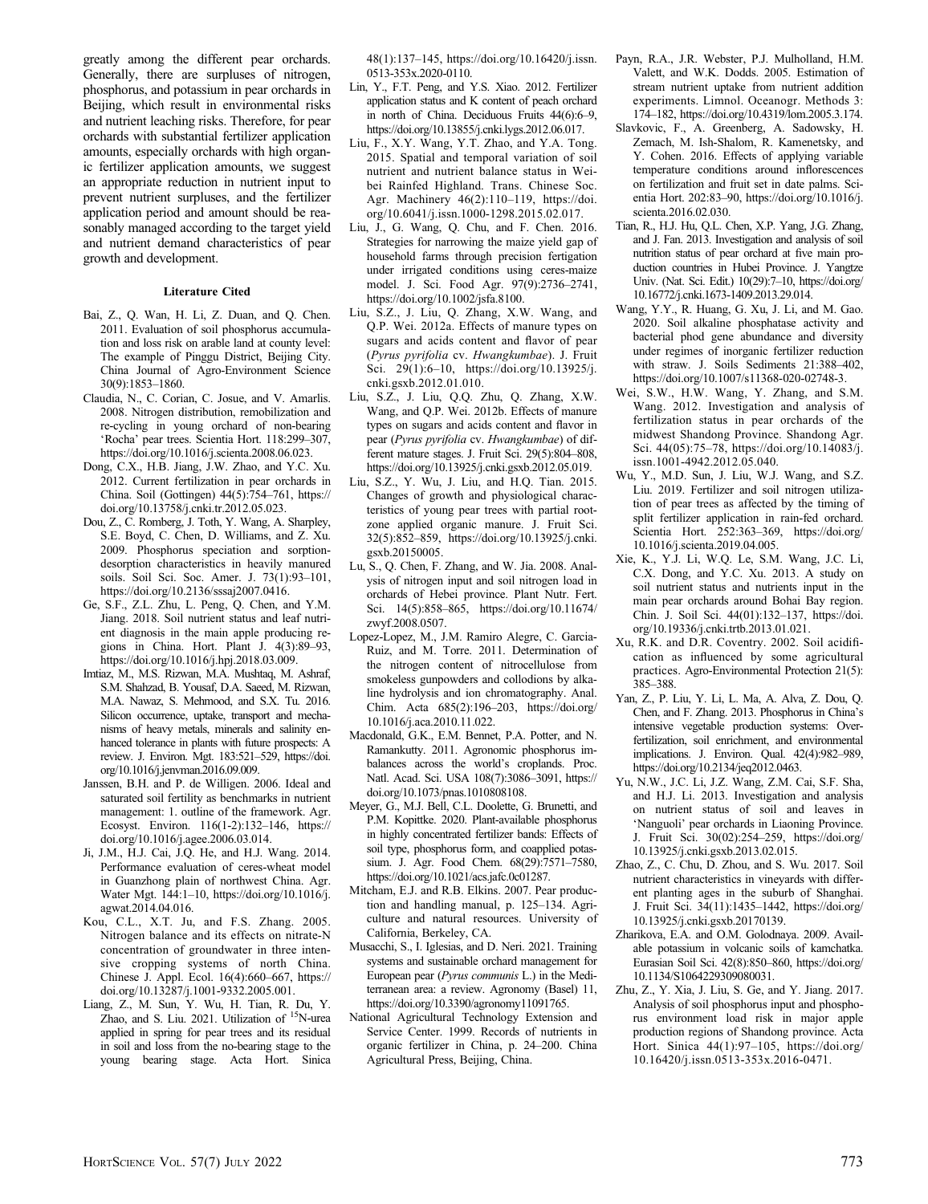greatly among the different pear orchards. Generally, there are surpluses of nitrogen, phosphorus, and potassium in pear orchards in Beijing, which result in environmental risks and nutrient leaching risks. Therefore, for pear orchards with substantial fertilizer application amounts, especially orchards with high organic fertilizer application amounts, we suggest an appropriate reduction in nutrient input to prevent nutrient surpluses, and the fertilizer application period and amount should be reasonably managed according to the target yield and nutrient demand characteristics of pear growth and development.

#### Literature Cited

Bai, Z., Q. Wan, H. Li, Z. Duan, and Q. Chen. 2011. Evaluation of soil phosphorus accumulation and loss risk on arable land at county level: The example of Pinggu District, Beijing City. China Journal of Agro-Environment Science 30(9):1853–1860.

Claudia, N., C. Corian, C. Josue, and V. Amarlis. 2008. Nitrogen distribution, remobilization and re-cycling in young orchard of non-bearing 'Rocha' pear trees. Scientia Hort. 118:299–307, https://doi.org/10.1016/j.scienta.2008.06.023.

Dong, C.X., H.B. Jiang, J.W. Zhao, and Y.C. Xu. 2012. Current fertilization in pear orchards in China. Soil (Gottingen) 44(5):754–761, https://doi.org/10.13758/j.cnki.tr.2012.05.023.

Dou, Z., C. Romberg, J. Toth, Y. Wang, A. Sharpley, S.E. Boyd, C. Chen, D. Williams, and Z. Xu. 2009. Phosphorus speciation and sorption-desorption characteristics in heavily manured soils. Soil Sci. Soc. Amer. J. 73(1):93–101, https://doi.org/10.2136/sssaj2007.0416.

Ge, S.F., Z.L. Zhu, L. Peng, Q. Chen, and Y.M. Jiang. 2018. Soil nutrient status and leaf nutrient diagnosis in the main apple producing regions in China. Hort. Plant J. 4(3):89–93, https://doi.org/10.1016/j.hpj.2018.03.009.

Imtiaz, M., M.S. Rizwan, M.A. Mushtaq, M. Ashraf, S.M. Shahzad, B. Yousaf, D.A. Saeed, M. Rizwan, M.A. Nawaz, S. Mehmood, and S.X. Tu. 2016. Silicon occurrence, uptake, transport and mechanisms of heavy metals, minerals and salinity enhanced tolerance in plants with future prospects: A review. J. Environ. Mgt. 183:521–529, https://doi.org/10.1016/j.jenvman.2016.09.009.

Janssen, B.H. and P. de Willigen. 2006. Ideal and saturated soil fertility as benchmarks in nutrient management: 1. outline of the framework. Agr. Ecosyst. Environ. 116(1-2):132–146, https://doi.org/10.1016/j.agee.2006.03.014.

Ji, J.M., H.J. Cai, J.Q. He, and H.J. Wang. 2014. Performance evaluation of ceres-wheat model in Guanzhong plain of northwest China. Agr. Water Mgt. 144:1–10, https://doi.org/10.1016/j.agwat.2014.04.016.

Kou, C.L., X.T. Ju, and F.S. Zhang. 2005. Nitrogen balance and its effects on nitrate-N concentration of groundwater in three intensive cropping systems of north China. Chinese J. Appl. Ecol. 16(4):660–667, https://doi.org/10.13287/j.1001-9332.2005.001.

Liang, Z., M. Sun, Y. Wu, H. Tian, R. Du, Y. Zhao, and S. Liu. 2021. Utilization of $^{15}$N-urea applied in spring for pear trees and its residual in soil and loss from the no-bearing stage to the young bearing stage. Acta Hort. Sinica 48(1):137–145, https://doi.org/10.16420/j.issn.0513-353x.2020-0110.

Lin, Y., F.T. Peng, and Y.S. Xiao. 2012. Fertilizer application status and K content of peach orchard in north of China. Deciduous Fruits 44(6):6–9, https://doi.org/10.13855/j.cnki.lygs.2012.06.017.

Liu, F., X.Y. Wang, Y.T. Zhao, and Y.A. Tong. 2015. Spatial and temporal variation of soil nutrient and nutrient balance status in Weibei Rainfed Highland. Trans. Chinese Soc. Agr. Machinery 46(2):110–119, https://doi.org/10.6041/j.issn.1000-1298.2015.02.017.

Liu, J., G. Wang, Q. Chu, and F. Chen. 2016. Strategies for narrowing the maize yield gap of household farms through precision fertigation under irrigated conditions using ceres-maize model. J. Sci. Food Agr. 97(9):2736–2741, https://doi.org/10.1002/jsfa.8100.

Liu, S.Z., J. Liu, Q. Zhang, X.W. Wang, and Q.P. Wei. 2012a. Effects of manure types on sugars and acids content and flavor of pear (*Pyrus pyrifolia* cv. *Hwangkumbae*). J. Fruit Sci. 29(1):6–10, https://doi.org/10.13925/j.cnki.gsxb.2012.01.010.

Liu, S.Z., J. Liu, Q.Q. Zhu, Q. Zhang, X.W. Wang, and Q.P. Wei. 2012b. Effects of manure types on sugars and acids content and flavor in pear (*Pyrus pyrifolia* cv. *Hwangkumbae*) of different mature stages. J. Fruit Sci. 29(5):804–808, https://doi.org/10.13925/j.cnki.gsxb.2012.05.019.

Liu, S.Z., Y. Wu, J. Liu, and H.Q. Tian. 2015. Changes of growth and physiological characteristics of young pear trees with partial root-zone applied organic manure. J. Fruit Sci. 32(5):852–859, https://doi.org/10.13925/j.cnki.gsxb.20150005.

Lu, S., Q. Chen, F. Zhang, and W. Jia. 2008. Analysis of nitrogen input and soil nitrogen load in orchards of Hebei province. Plant Nutr. Fert. Sci. 14(5):858–865, https://doi.org/10.11674/zwyf.2008.0507.

Lopez-Lopez, M., J.M. Ramiro Alegre, C. Garcia-Ruiz, and M. Torre. 2011. Determination of the nitrogen content of nitrocellulose from smokeless gunpowders and collodions by alkaline hydrolysis and ion chromatography. Anal. Chim. Acta 685(2):196–203, https://doi.org/10.1016/j.aca.2010.11.022.

Macdonald, G.K., E.M. Bennet, P.A. Potter, and N. Ramankutty. 2011. Agronomic phosphorus imbalances across the world's croplands. Proc. Natl. Acad. Sci. USA 108(7):3086–3091, https://doi.org/10.1073/pnas.1010808108.

Meyer, G., M.J. Bell, C.L. Doolette, G. Brunetti, and P.M. Kopittke. 2020. Plant-available phosphorus in highly concentrated fertilizer bands: Effects of soil type, phosphorus form, and coapplied potassium. J. Agr. Food Chem. 68(29):7571–7580, https://doi.org/10.1021/acs.jafc.0c01287.

Mitcham, E.J. and R.B. Elkins. 2007. Pear production and handling manual, p. 125–134. Agriculture and natural resources. University of California, Berkeley, CA.

Musacchi, S., I. Iglesias, and D. Neri. 2021. Training systems and sustainable orchard management for European pear (*Pyrus communis* L.) in the Mediterranean area: a review. Agronomy (Basel) 11, https://doi.org/10.3390/agronomy11091765.

National Agricultural Technology Extension and Service Center. 1999. Records of nutrients in organic fertilizer in China, p. 24–200. China Agricultural Press, Beijing, China.

Payn, R.A., J.R. Webster, P.J. Mulholland, H.M. Valett, and W.K. Dodds. 2005. Estimation of stream nutrient uptake from nutrient addition experiments. Limnol. Oceanogr. Methods 3: 174–182, https://doi.org/10.4319/lom.2005.3.174.

Slavkovic, F., A. Greenberg, A. Sadowsky, H. Zemach, M. Ish-Shalom, R. Kamenetsky, and Y. Cohen. 2016. Effects of applying variable temperature conditions around inflorescences on fertilization and fruit set in date palms. Scientia Hort. 202:83–90, https://doi.org/10.1016/j.scienta.2016.02.030.

Tian, R., H.J. Hu, Q.L. Chen, X.P. Yang, J.G. Zhang, and J. Fan. 2013. Investigation and analysis of soil nutrition status of pear orchard at five main production countries in Hubei Province. J. Yangtze Univ. (Nat. Sci. Edit.) 10(29):7–10, https://doi.org/10.16772/j.cnki.1673-1409.2013.29.014.

Wang, Y.Y., R. Huang, G. Xu, J. Li, and M. Gao. 2020. Soil alkaline phosphatase activity and bacterial phod gene abundance and diversity under regimes of inorganic fertilizer reduction with straw. J. Soils Sediments 21:388–402, https://doi.org/10.1007/s11368-020-02748-3.

Wei, S.W., H.W. Wang, Y. Zhang, and S.M. Wang. 2012. Investigation and analysis of fertilization status in pear orchards of the midwest Shandong Province. Shandong Agr. Sci. 44(05):75–78, https://doi.org/10.14083/j.issn.1001-4942.2012.05.040.

Wu, Y., M.D. Sun, J. Liu, W.J. Wang, and S.Z. Liu. 2019. Fertilizer and soil nitrogen utilization of pear trees as affected by the timing of split fertilizer application in rain-fed orchard. Scientia Hort. 252:363–369, https://doi.org/10.1016/j.scienta.2019.04.005.

Xie, K., Y.J. Li, W.Q. Le, S.M. Wang, J.C. Li, C.X. Dong, and Y.C. Xu. 2013. A study on soil nutrient status and nutrients input in the main pear orchards around Bohai Bay region. Chin. J. Soil Sci. 44(01):132–137, https://doi.org/10.19336/j.cnki.trtb.2013.01.021.

Xu, R.K. and D.R. Coventry. 2002. Soil acidification as influenced by some agricultural practices. Agro-Environmental Protection 21(5): 385–388.

Yan, Z., P. Liu, Y. Li, L. Ma, A. Alva, Z. Dou, Q. Chen, and F. Zhang. 2013. Phosphorus in China's intensive vegetable production systems: Overfertilization, soil enrichment, and environmental implications. J. Environ. Qual. 42(4):982–989, https://doi.org/10.2134/jeq2012.0463.

Yu, N.W., J.C. Li, J.Z. Wang, Z.M. Cai, S.F. Sha, and H.J. Li. 2013. Investigation and analysis on nutrient status of soil and leaves in 'Nanguoli' pear orchards in Liaoning Province. J. Fruit Sci. 30(02):254–259, https://doi.org/10.13925/j.cnki.gsxb.2013.02.015.

Zhao, Z., C. Chu, D. Zhou, and S. Wu. 2017. Soil nutrient characteristics in vineyards with different planting ages in the suburb of Shanghai. J. Fruit Sci. 34(11):1435–1442, https://doi.org/10.13925/j.cnki.gsxb.20170139.

Zharikova, E.A. and O.M. Golodnaya. 2009. Available potassium in volcanic soils of kamchatka. Eurasian Soil Sci. 42(8):850–860, https://doi.org/10.1134/S1064229309080031.

Zhu, Z., Y. Xia, J. Liu, S. Ge, and Y. Jiang. 2017. Analysis of soil phosphorus input and phosphorus environment load risk in major apple production regions of Shandong province. Acta Hort. Sinica 44(1):97–105, https://doi.org/10.16420/j.issn.0513-353x.2016-0471.